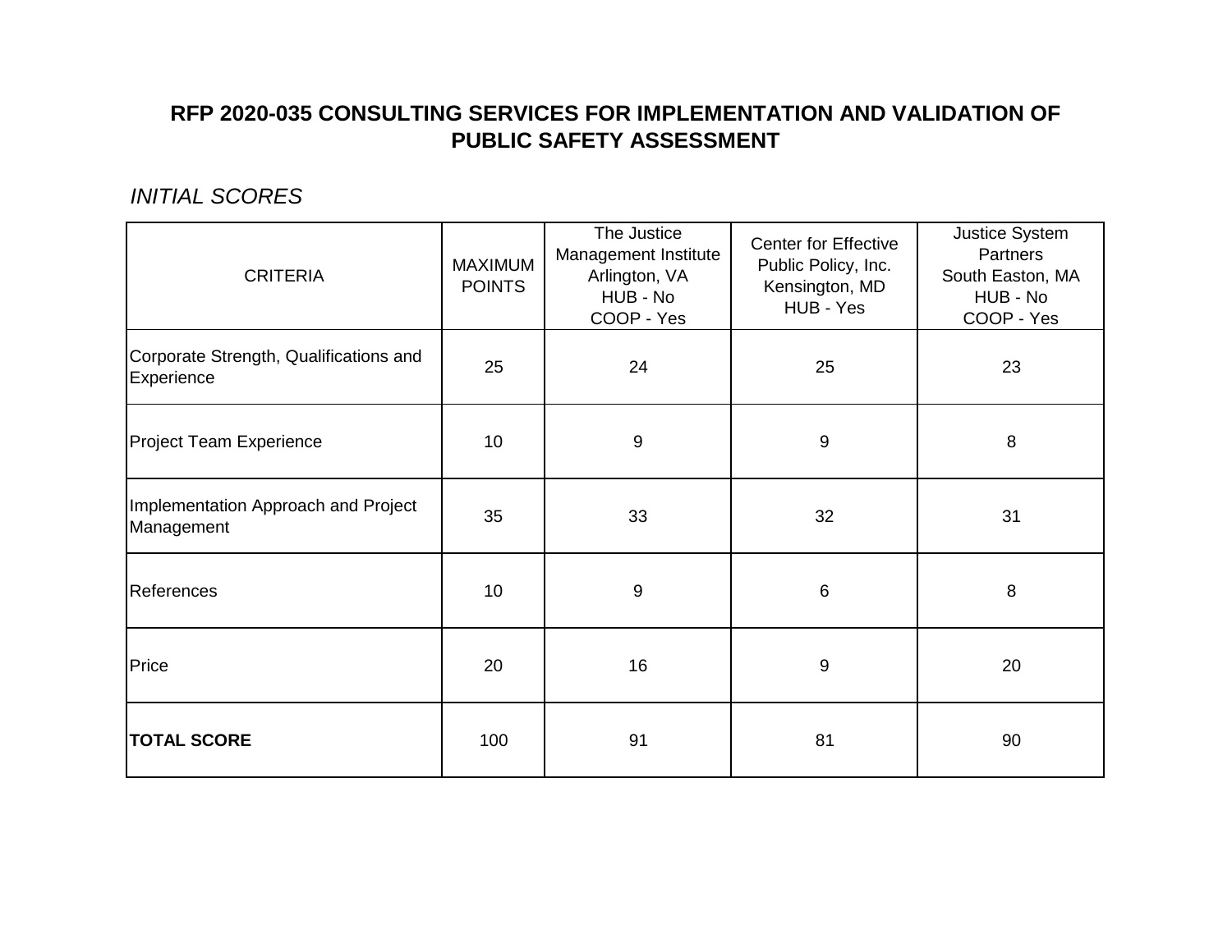# RFP 2020-035 CONSULTING SERVICES FOR IMPLEMENTATION AND VALIDATION OF PUBLIC SAFETY ASSESSMENT

*INITIAL SCORES*

| CRITERIA | MAXIMUM POINTS | The Justice Management Institute Arlington, VA HUB - No COOP - Yes | Center for Effective Public Policy, Inc. Kensington, MD HUB - Yes | Justice System Partners South Easton, MA HUB - No COOP - Yes |
|---|---|---|---|---|
| Corporate Strength, Qualifications and Experience | 25 | 24 | 25 | 23 |
| Project Team Experience | 10 | 9 | 9 | 8 |
| Implementation Approach and Project Management | 35 | 33 | 32 | 31 |
| References | 10 | 9 | 6 | 8 |
| Price | 20 | 16 | 9 | 20 |
| **TOTAL SCORE** | 100 | 91 | 81 | 90 |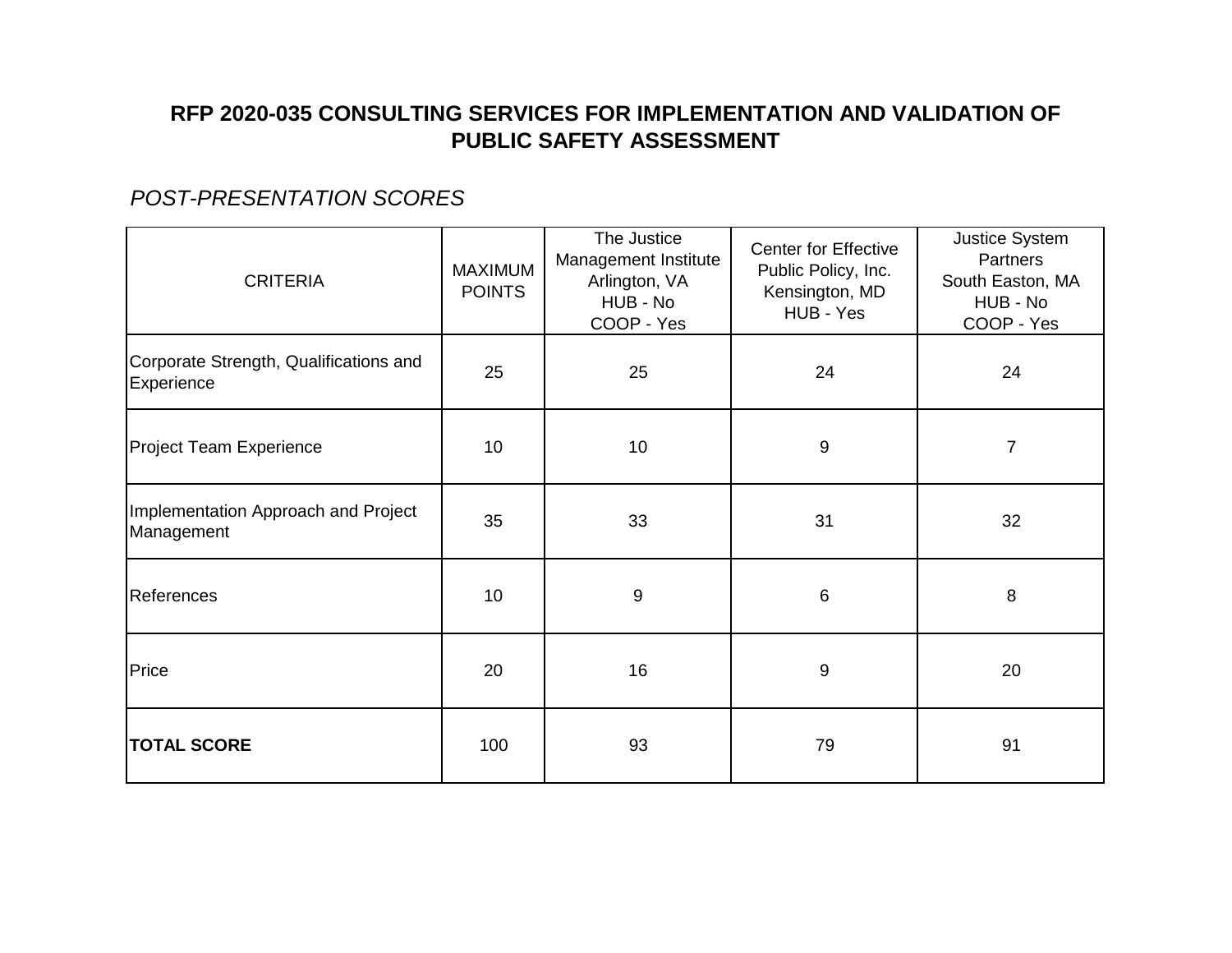# RFP 2020-035 CONSULTING SERVICES FOR IMPLEMENTATION AND VALIDATION OF PUBLIC SAFETY ASSESSMENT

*POST-PRESENTATION SCORES*

| CRITERIA | MAXIMUM POINTS | The Justice Management Institute Arlington, VA HUB - No COOP - Yes | Center for Effective Public Policy, Inc. Kensington, MD HUB - Yes | Justice System Partners South Easton, MA HUB - No COOP - Yes |
|---|---|---|---|---|
| Corporate Strength, Qualifications and Experience | 25 | 25 | 24 | 24 |
| Project Team Experience | 10 | 10 | 9 | 7 |
| Implementation Approach and Project Management | 35 | 33 | 31 | 32 |
| References | 10 | 9 | 6 | 8 |
| Price | 20 | 16 | 9 | 20 |
| **TOTAL SCORE** | 100 | 93 | 79 | 91 |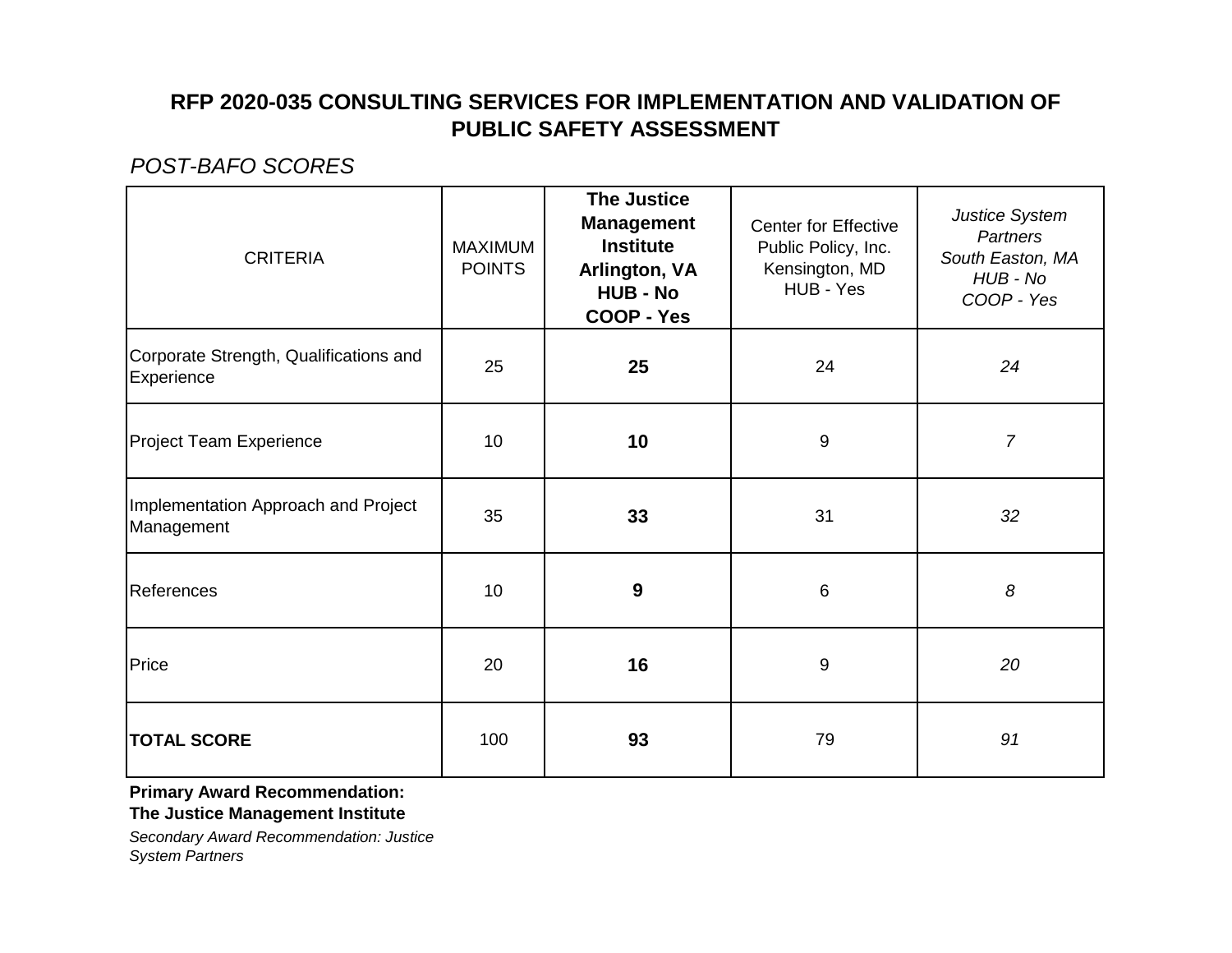# RFP 2020-035 CONSULTING SERVICES FOR IMPLEMENTATION AND VALIDATION OF PUBLIC SAFETY ASSESSMENT

*POST-BAFO SCORES*

| CRITERIA | MAXIMUM POINTS | **The Justice Management Institute Arlington, VA HUB - No COOP - Yes** | Center for Effective Public Policy, Inc. Kensington, MD HUB - Yes | *Justice System Partners South Easton, MA HUB - No COOP - Yes* |
|---|---|---|---|---|
| Corporate Strength, Qualifications and Experience | 25 | **25** | 24 | *24* |
| Project Team Experience | 10 | **10** | 9 | *7* |
| Implementation Approach and Project Management | 35 | **33** | 31 | *32* |
| References | 10 | **9** | 6 | *8* |
| Price | 20 | **16** | 9 | *20* |
| **TOTAL SCORE** | 100 | **93** | 79 | *91* |

**Primary Award Recommendation:**
**The Justice Management Institute**

*Secondary Award Recommendation: Justice System Partners*